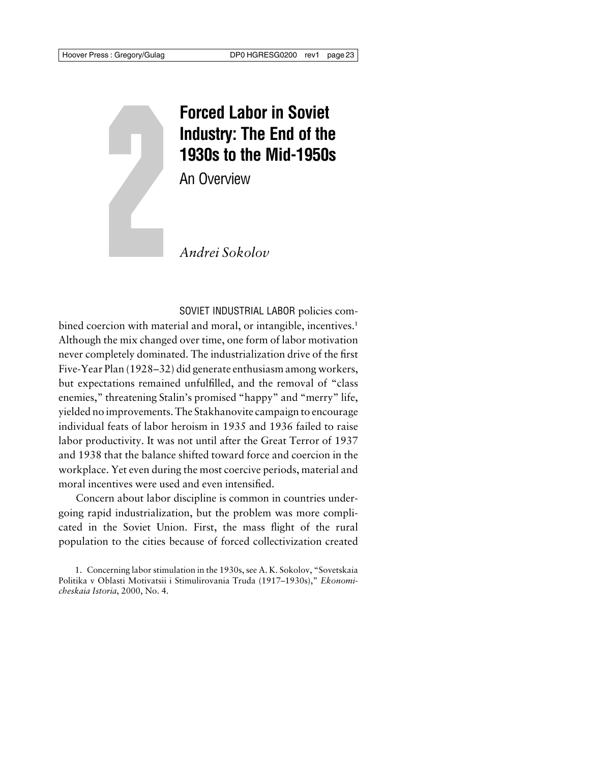# 2 Forced Labor in Soviet Industry: The End of the 1930s to the Mid-1950s

## An Overview

*Andrei Sokolov*

SOVIET INDUSTRIAL LABOR policies combined coercion with material and moral, or intangible, incentives.[1] Although the mix changed over time, one form of labor motivation never completely dominated. The industrialization drive of the first Five-Year Plan (1928–32) did generate enthusiasm among workers, but expectations remained unfulfilled, and the removal of "class enemies," threatening Stalin's promised "happy" and "merry" life, yielded no improvements. The Stakhanovite campaign to encourage individual feats of labor heroism in 1935 and 1936 failed to raise labor productivity. It was not until after the Great Terror of 1937 and 1938 that the balance shifted toward force and coercion in the workplace. Yet even during the most coercive periods, material and moral incentives were used and even intensified.

Concern about labor discipline is common in countries undergoing rapid industrialization, but the problem was more complicated in the Soviet Union. First, the mass flight of the rural population to the cities because of forced collectivization created

1. Concerning labor stimulation in the 1930s, see A. K. Sokolov, "Sovetskaia Politika v Oblasti Motivatsii i Stimulirovania Truda (1917–1930s)," *Ekonomicheskaia Istoria*, 2000, No. 4.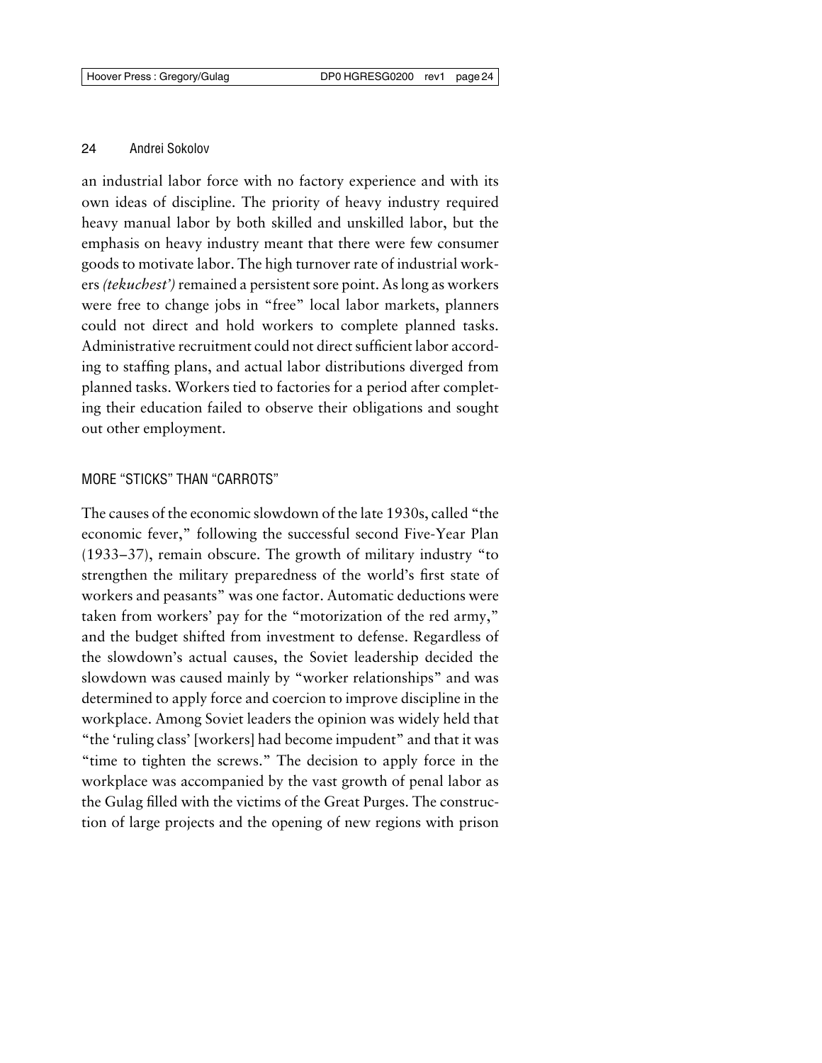an industrial labor force with no factory experience and with its own ideas of discipline. The priority of heavy industry required heavy manual labor by both skilled and unskilled labor, but the emphasis on heavy industry meant that there were few consumer goods to motivate labor. The high turnover rate of industrial workers *(tekuchest')* remained a persistent sore point. As long as workers were free to change jobs in "free" local labor markets, planners could not direct and hold workers to complete planned tasks. Administrative recruitment could not direct sufficient labor according to staffing plans, and actual labor distributions diverged from planned tasks. Workers tied to factories for a period after completing their education failed to observe their obligations and sought out other employment.

## MORE "STICKS" THAN "CARROTS"

The causes of the economic slowdown of the late 1930s, called "the economic fever," following the successful second Five-Year Plan (1933–37), remain obscure. The growth of military industry "to strengthen the military preparedness of the world's first state of workers and peasants" was one factor. Automatic deductions were taken from workers' pay for the "motorization of the red army," and the budget shifted from investment to defense. Regardless of the slowdown's actual causes, the Soviet leadership decided the slowdown was caused mainly by "worker relationships" and was determined to apply force and coercion to improve discipline in the workplace. Among Soviet leaders the opinion was widely held that "the 'ruling class' [workers] had become impudent" and that it was "time to tighten the screws." The decision to apply force in the workplace was accompanied by the vast growth of penal labor as the Gulag filled with the victims of the Great Purges. The construction of large projects and the opening of new regions with prison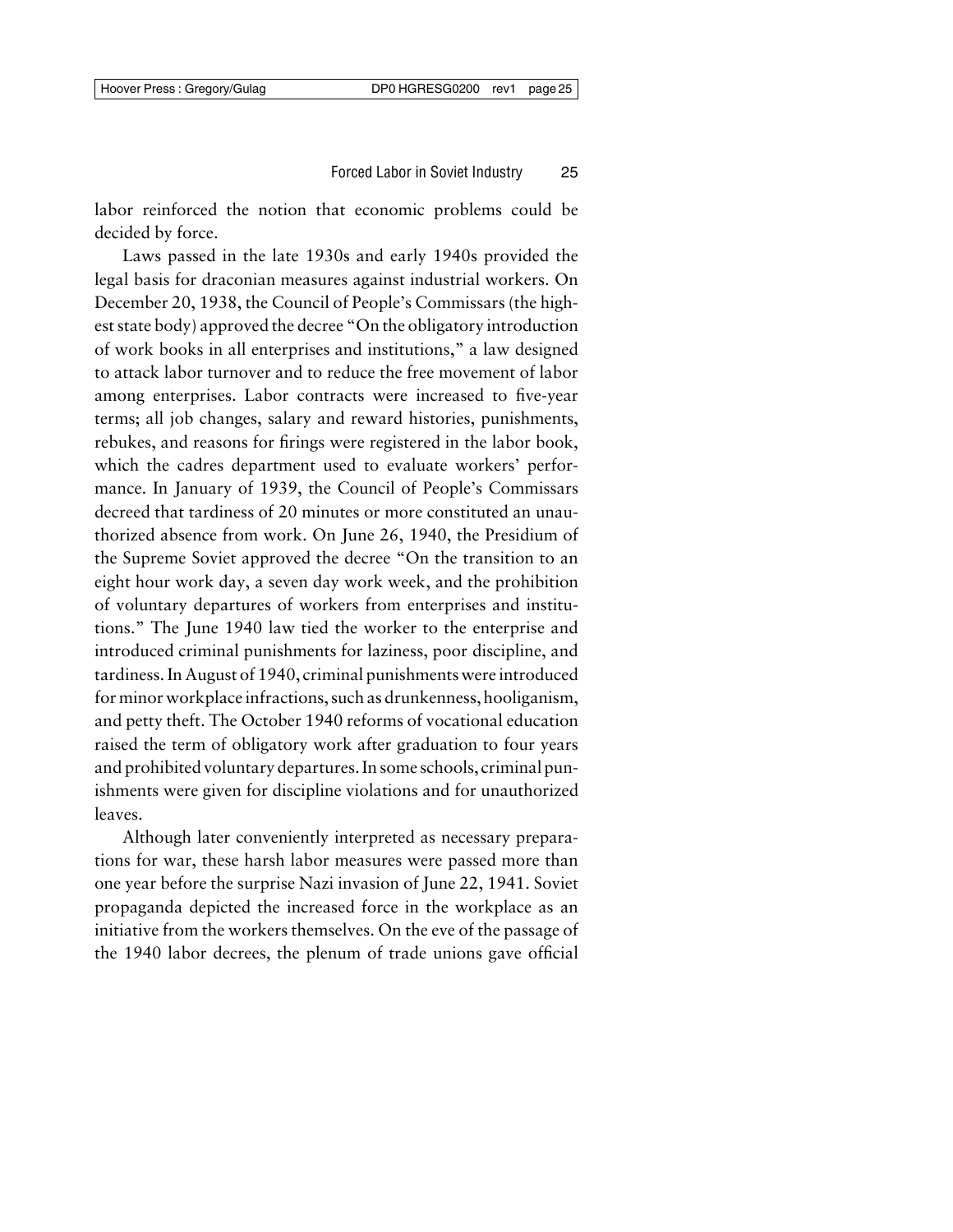labor reinforced the notion that economic problems could be decided by force.

Laws passed in the late 1930s and early 1940s provided the legal basis for draconian measures against industrial workers. On December 20, 1938, the Council of People's Commissars (the highest state body) approved the decree "On the obligatory introduction of work books in all enterprises and institutions," a law designed to attack labor turnover and to reduce the free movement of labor among enterprises. Labor contracts were increased to five-year terms; all job changes, salary and reward histories, punishments, rebukes, and reasons for firings were registered in the labor book, which the cadres department used to evaluate workers' performance. In January of 1939, the Council of People's Commissars decreed that tardiness of 20 minutes or more constituted an unauthorized absence from work. On June 26, 1940, the Presidium of the Supreme Soviet approved the decree "On the transition to an eight hour work day, a seven day work week, and the prohibition of voluntary departures of workers from enterprises and institutions." The June 1940 law tied the worker to the enterprise and introduced criminal punishments for laziness, poor discipline, and tardiness. In August of 1940, criminal punishments were introduced for minor workplace infractions, such as drunkenness, hooliganism, and petty theft. The October 1940 reforms of vocational education raised the term of obligatory work after graduation to four years and prohibited voluntary departures. In some schools, criminal punishments were given for discipline violations and for unauthorized leaves.

Although later conveniently interpreted as necessary preparations for war, these harsh labor measures were passed more than one year before the surprise Nazi invasion of June 22, 1941. Soviet propaganda depicted the increased force in the workplace as an initiative from the workers themselves. On the eve of the passage of the 1940 labor decrees, the plenum of trade unions gave official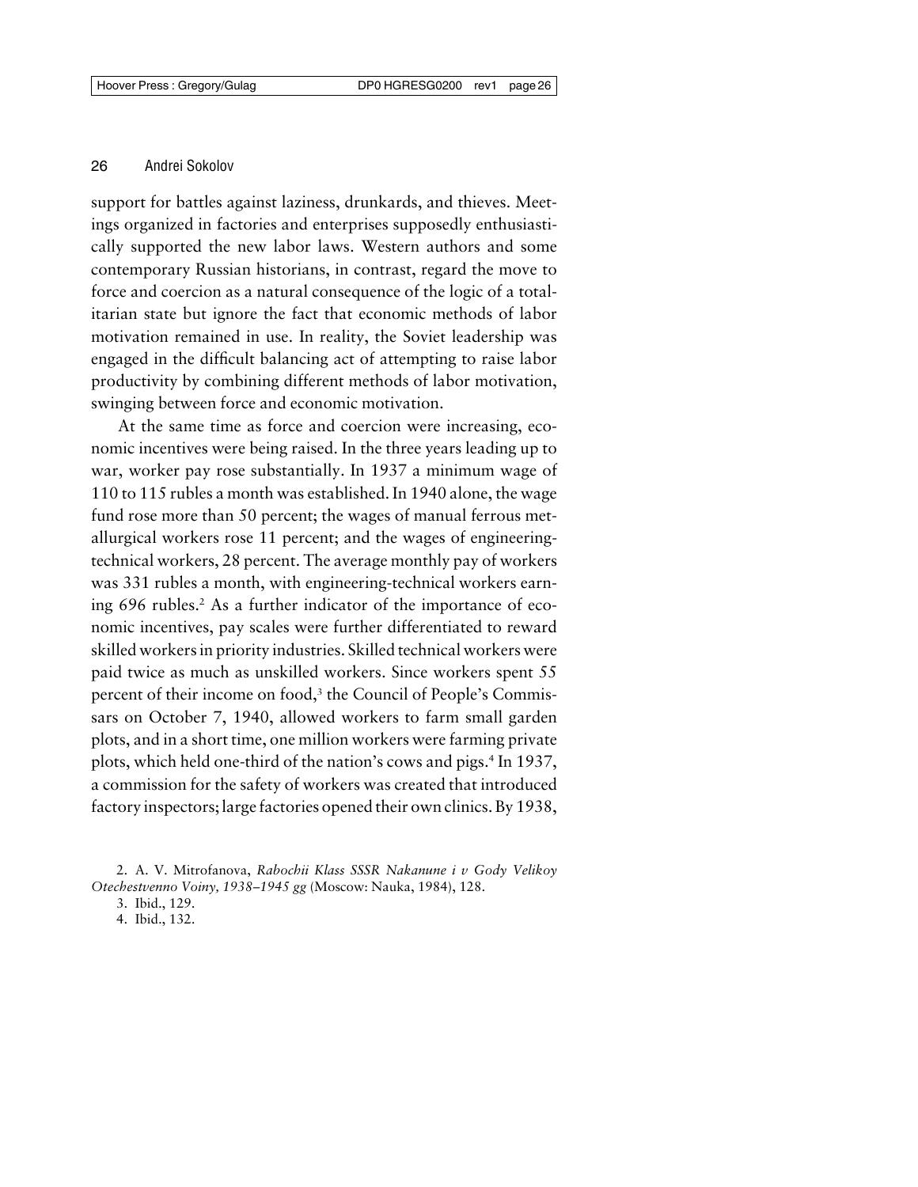support for battles against laziness, drunkards, and thieves. Meetings organized in factories and enterprises supposedly enthusiastically supported the new labor laws. Western authors and some contemporary Russian historians, in contrast, regard the move to force and coercion as a natural consequence of the logic of a totalitarian state but ignore the fact that economic methods of labor motivation remained in use. In reality, the Soviet leadership was engaged in the difficult balancing act of attempting to raise labor productivity by combining different methods of labor motivation, swinging between force and economic motivation.

At the same time as force and coercion were increasing, economic incentives were being raised. In the three years leading up to war, worker pay rose substantially. In 1937 a minimum wage of 110 to 115 rubles a month was established. In 1940 alone, the wage fund rose more than 50 percent; the wages of manual ferrous metallurgical workers rose 11 percent; and the wages of engineering-technical workers, 28 percent. The average monthly pay of workers was 331 rubles a month, with engineering-technical workers earning 696 rubles.[2] As a further indicator of the importance of economic incentives, pay scales were further differentiated to reward skilled workers in priority industries. Skilled technical workers were paid twice as much as unskilled workers. Since workers spent 55 percent of their income on food,[3] the Council of People's Commissars on October 7, 1940, allowed workers to farm small garden plots, and in a short time, one million workers were farming private plots, which held one-third of the nation's cows and pigs.[4] In 1937, a commission for the safety of workers was created that introduced factory inspectors; large factories opened their own clinics. By 1938,

2. A. V. Mitrofanova, *Rabochii Klass SSSR Nakanune i v Gody Velikoy Otechestvenno Voiny, 1938–1945 gg* (Moscow: Nauka, 1984), 128.

3. Ibid., 129.

4. Ibid., 132.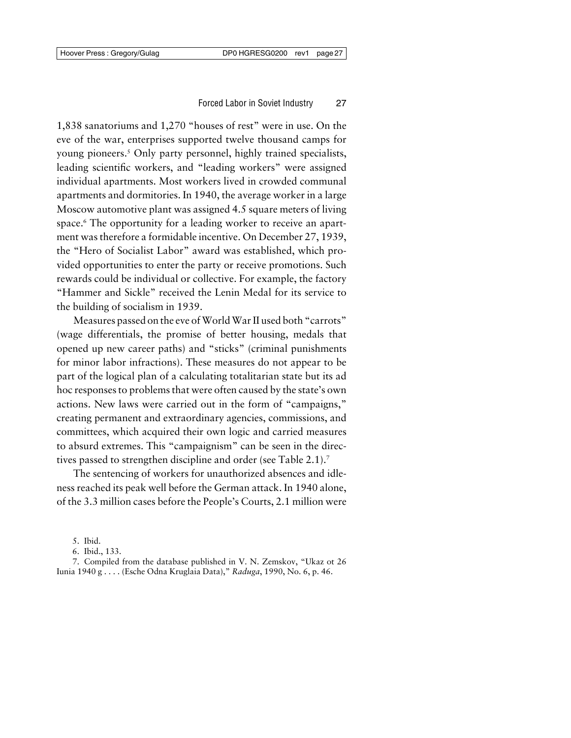1,838 sanatoriums and 1,270 "houses of rest" were in use. On the eve of the war, enterprises supported twelve thousand camps for young pioneers.[5] Only party personnel, highly trained specialists, leading scientific workers, and "leading workers" were assigned individual apartments. Most workers lived in crowded communal apartments and dormitories. In 1940, the average worker in a large Moscow automotive plant was assigned 4.5 square meters of living space.[6] The opportunity for a leading worker to receive an apartment was therefore a formidable incentive. On December 27, 1939, the "Hero of Socialist Labor" award was established, which provided opportunities to enter the party or receive promotions. Such rewards could be individual or collective. For example, the factory "Hammer and Sickle" received the Lenin Medal for its service to the building of socialism in 1939.

Measures passed on the eve of World War II used both "carrots" (wage differentials, the promise of better housing, medals that opened up new career paths) and "sticks" (criminal punishments for minor labor infractions). These measures do not appear to be part of the logical plan of a calculating totalitarian state but its ad hoc responses to problems that were often caused by the state's own actions. New laws were carried out in the form of "campaigns," creating permanent and extraordinary agencies, commissions, and committees, which acquired their own logic and carried measures to absurd extremes. This "campaignism" can be seen in the directives passed to strengthen discipline and order (see Table 2.1).[7]

The sentencing of workers for unauthorized absences and idleness reached its peak well before the German attack. In 1940 alone, of the 3.3 million cases before the People's Courts, 2.1 million were

5. Ibid.

6. Ibid., 133.

7. Compiled from the database published in V. N. Zemskov, "Ukaz ot 26 Iunia 1940 g . . . . (Esche Odna Kruglaia Data)," *Raduga*, 1990, No. 6, p. 46.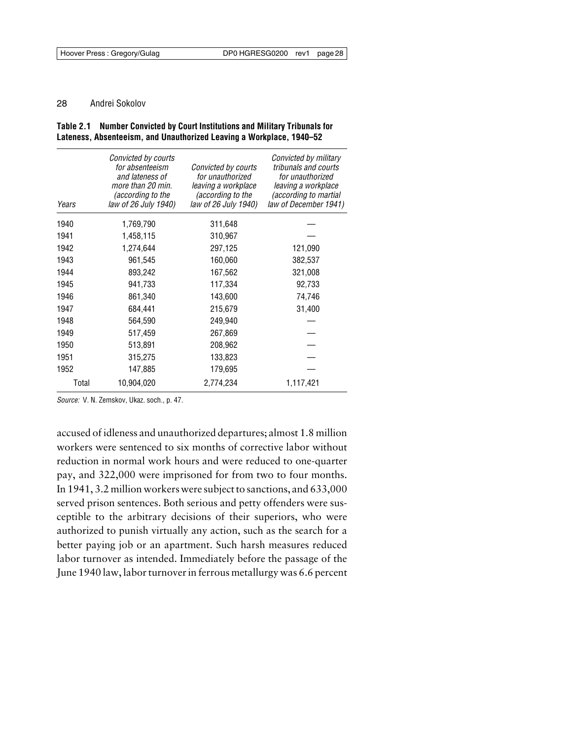**Table 2.1 Number Convicted by Court Institutions and Military Tribunals for Lateness, Absenteeism, and Unauthorized Leaving a Workplace, 1940–52**

| Years | *Convicted by courts for absenteeism and lateness of more than 20 min. (according to the law of 26 July 1940)* | *Convicted by courts for unauthorized leaving a workplace (according to the law of 26 July 1940)* | *Convicted by military tribunals and courts for unauthorized leaving a workplace (according to martial law of December 1941)* |
|---|---|---|---|
| 1940 | 1,769,790 | 311,648 | — |
| 1941 | 1,458,115 | 310,967 | — |
| 1942 | 1,274,644 | 297,125 | 121,090 |
| 1943 | 961,545 | 160,060 | 382,537 |
| 1944 | 893,242 | 167,562 | 321,008 |
| 1945 | 941,733 | 117,334 | 92,733 |
| 1946 | 861,340 | 143,600 | 74,746 |
| 1947 | 684,441 | 215,679 | 31,400 |
| 1948 | 564,590 | 249,940 | — |
| 1949 | 517,459 | 267,869 | — |
| 1950 | 513,891 | 208,962 | — |
| 1951 | 315,275 | 133,823 | — |
| 1952 | 147,885 | 179,695 | — |
| Total | 10,904,020 | 2,774,234 | 1,117,421 |

*Source:* V. N. Zemskov, Ukaz. soch., p. 47.

accused of idleness and unauthorized departures; almost 1.8 million workers were sentenced to six months of corrective labor without reduction in normal work hours and were reduced to one-quarter pay, and 322,000 were imprisoned for from two to four months. In 1941, 3.2 million workers were subject to sanctions, and 633,000 served prison sentences. Both serious and petty offenders were susceptible to the arbitrary decisions of their superiors, who were authorized to punish virtually any action, such as the search for a better paying job or an apartment. Such harsh measures reduced labor turnover as intended. Immediately before the passage of the June 1940 law, labor turnover in ferrous metallurgy was 6.6 percent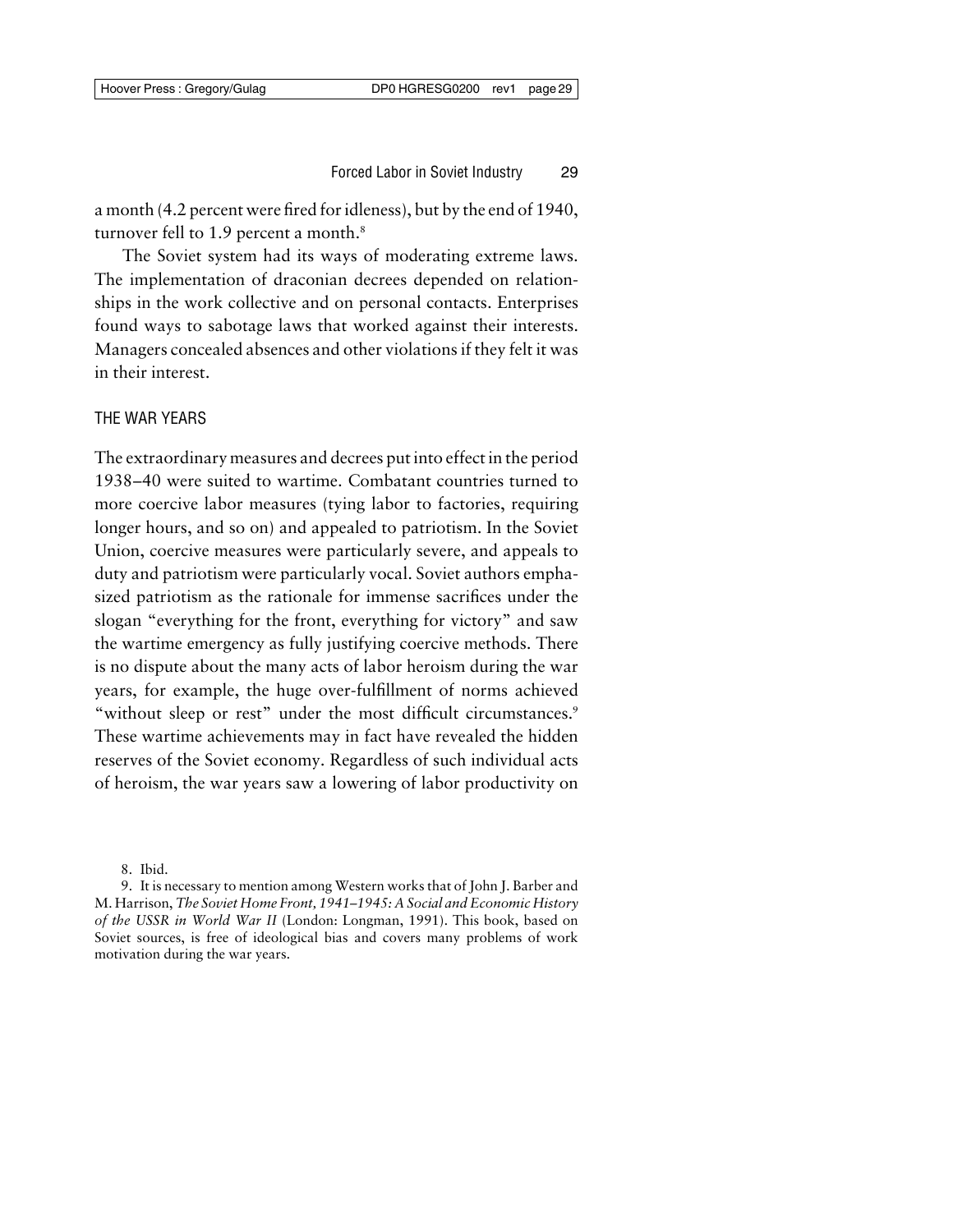a month (4.2 percent were fired for idleness), but by the end of 1940, turnover fell to 1.9 percent a month.[8]

The Soviet system had its ways of moderating extreme laws. The implementation of draconian decrees depended on relationships in the work collective and on personal contacts. Enterprises found ways to sabotage laws that worked against their interests. Managers concealed absences and other violations if they felt it was in their interest.

## THE WAR YEARS

The extraordinary measures and decrees put into effect in the period 1938–40 were suited to wartime. Combatant countries turned to more coercive labor measures (tying labor to factories, requiring longer hours, and so on) and appealed to patriotism. In the Soviet Union, coercive measures were particularly severe, and appeals to duty and patriotism were particularly vocal. Soviet authors emphasized patriotism as the rationale for immense sacrifices under the slogan "everything for the front, everything for victory" and saw the wartime emergency as fully justifying coercive methods. There is no dispute about the many acts of labor heroism during the war years, for example, the huge over-fulfillment of norms achieved "without sleep or rest" under the most difficult circumstances.[9] These wartime achievements may in fact have revealed the hidden reserves of the Soviet economy. Regardless of such individual acts of heroism, the war years saw a lowering of labor productivity on

8. Ibid.

9. It is necessary to mention among Western works that of John J. Barber and M. Harrison, *The Soviet Home Front, 1941–1945: A Social and Economic History of the USSR in World War II* (London: Longman, 1991). This book, based on Soviet sources, is free of ideological bias and covers many problems of work motivation during the war years.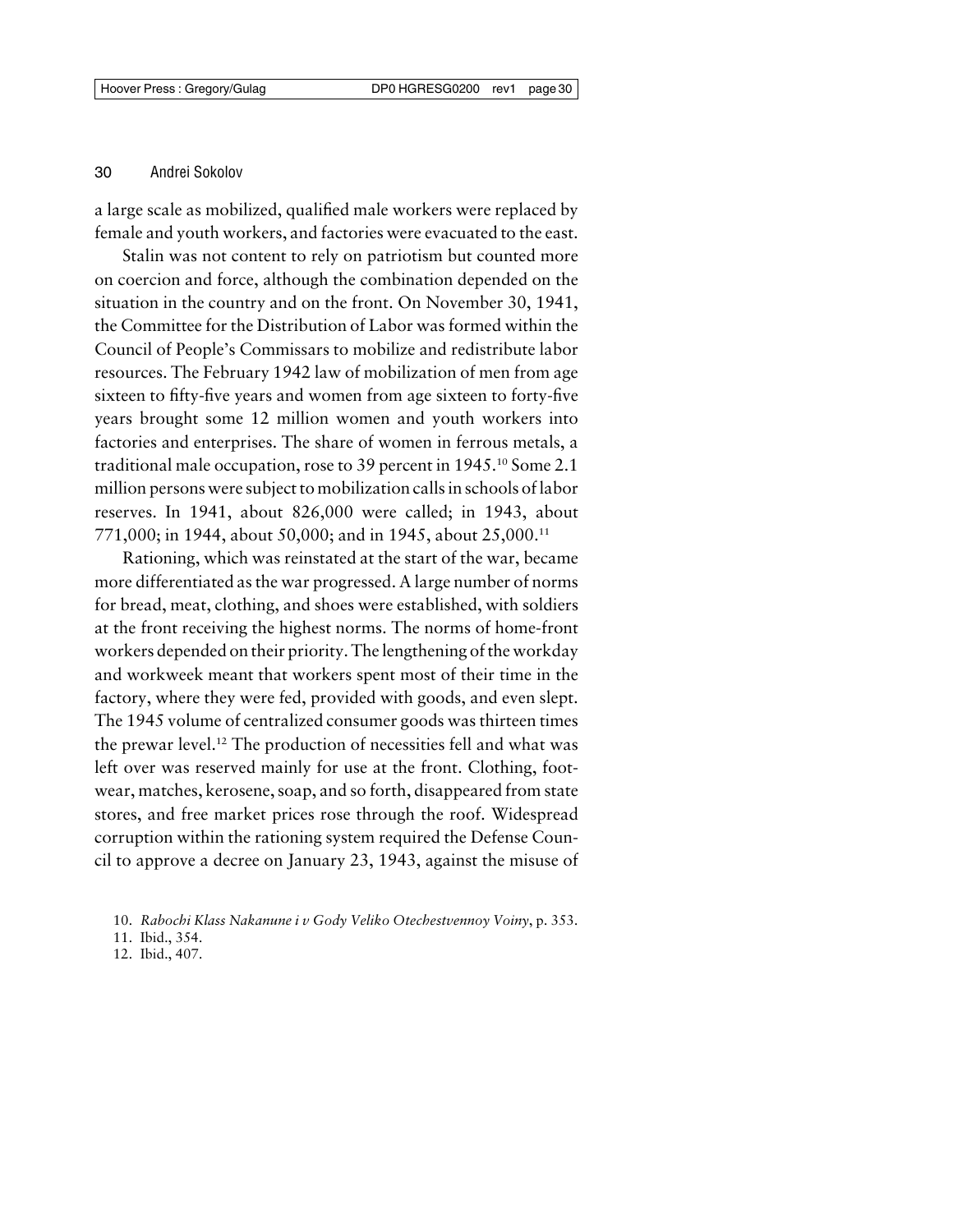a large scale as mobilized, qualified male workers were replaced by female and youth workers, and factories were evacuated to the east.

Stalin was not content to rely on patriotism but counted more on coercion and force, although the combination depended on the situation in the country and on the front. On November 30, 1941, the Committee for the Distribution of Labor was formed within the Council of People's Commissars to mobilize and redistribute labor resources. The February 1942 law of mobilization of men from age sixteen to fifty-five years and women from age sixteen to forty-five years brought some 12 million women and youth workers into factories and enterprises. The share of women in ferrous metals, a traditional male occupation, rose to 39 percent in 1945.[10] Some 2.1 million persons were subject to mobilization calls in schools of labor reserves. In 1941, about 826,000 were called; in 1943, about 771,000; in 1944, about 50,000; and in 1945, about 25,000.[11]

Rationing, which was reinstated at the start of the war, became more differentiated as the war progressed. A large number of norms for bread, meat, clothing, and shoes were established, with soldiers at the front receiving the highest norms. The norms of home-front workers depended on their priority. The lengthening of the workday and workweek meant that workers spent most of their time in the factory, where they were fed, provided with goods, and even slept. The 1945 volume of centralized consumer goods was thirteen times the prewar level.[12] The production of necessities fell and what was left over was reserved mainly for use at the front. Clothing, footwear, matches, kerosene, soap, and so forth, disappeared from state stores, and free market prices rose through the roof. Widespread corruption within the rationing system required the Defense Council to approve a decree on January 23, 1943, against the misuse of

10. *Rabochi Klass Nakanune i v Gody Veliko Otechestvennoy Voiny*, p. 353.
11. Ibid., 354.
12. Ibid., 407.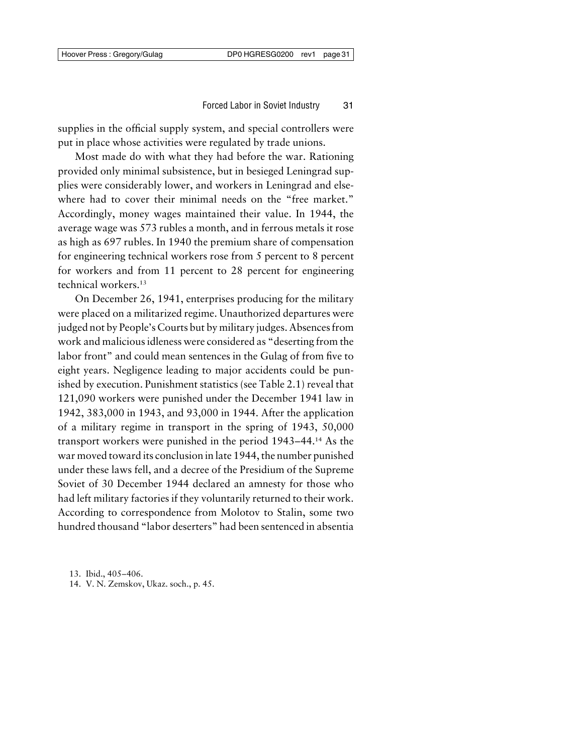supplies in the official supply system, and special controllers were put in place whose activities were regulated by trade unions.

Most made do with what they had before the war. Rationing provided only minimal subsistence, but in besieged Leningrad supplies were considerably lower, and workers in Leningrad and elsewhere had to cover their minimal needs on the "free market." Accordingly, money wages maintained their value. In 1944, the average wage was 573 rubles a month, and in ferrous metals it rose as high as 697 rubles. In 1940 the premium share of compensation for engineering technical workers rose from 5 percent to 8 percent for workers and from 11 percent to 28 percent for engineering technical workers.[13]

On December 26, 1941, enterprises producing for the military were placed on a militarized regime. Unauthorized departures were judged not by People's Courts but by military judges. Absences from work and malicious idleness were considered as "deserting from the labor front" and could mean sentences in the Gulag of from five to eight years. Negligence leading to major accidents could be punished by execution. Punishment statistics (see Table 2.1) reveal that 121,090 workers were punished under the December 1941 law in 1942, 383,000 in 1943, and 93,000 in 1944. After the application of a military regime in transport in the spring of 1943, 50,000 transport workers were punished in the period 1943–44.[14] As the war moved toward its conclusion in late 1944, the number punished under these laws fell, and a decree of the Presidium of the Supreme Soviet of 30 December 1944 declared an amnesty for those who had left military factories if they voluntarily returned to their work. According to correspondence from Molotov to Stalin, some two hundred thousand "labor deserters" had been sentenced in absentia

13. Ibid., 405–406.
14. V. N. Zemskov, Ukaz. soch., p. 45.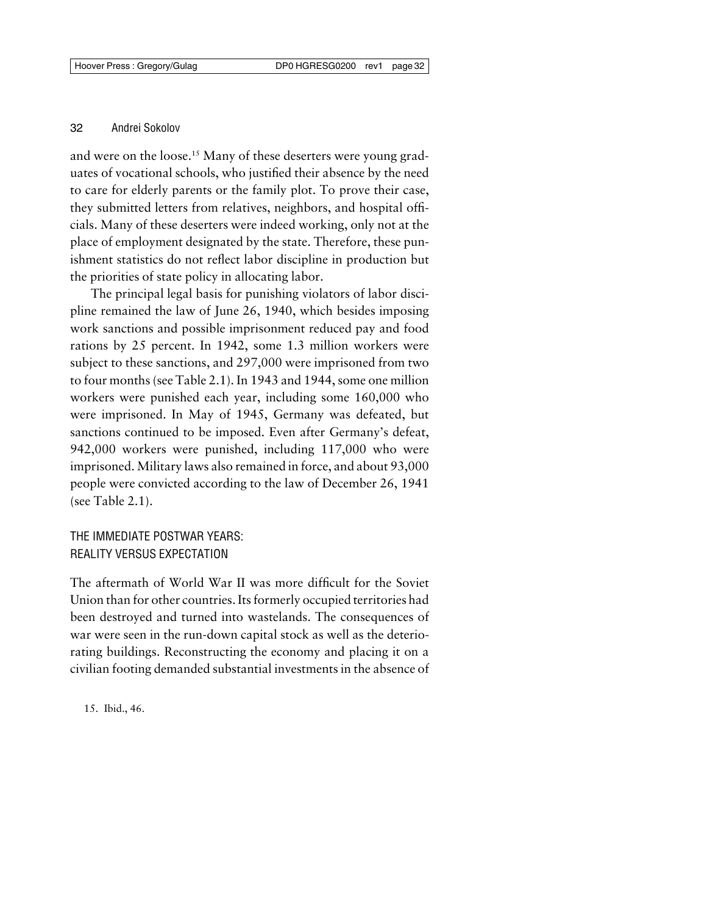and were on the loose.[15] Many of these deserters were young graduates of vocational schools, who justified their absence by the need to care for elderly parents or the family plot. To prove their case, they submitted letters from relatives, neighbors, and hospital officials. Many of these deserters were indeed working, only not at the place of employment designated by the state. Therefore, these punishment statistics do not reflect labor discipline in production but the priorities of state policy in allocating labor.

The principal legal basis for punishing violators of labor discipline remained the law of June 26, 1940, which besides imposing work sanctions and possible imprisonment reduced pay and food rations by 25 percent. In 1942, some 1.3 million workers were subject to these sanctions, and 297,000 were imprisoned from two to four months (see Table 2.1). In 1943 and 1944, some one million workers were punished each year, including some 160,000 who were imprisoned. In May of 1945, Germany was defeated, but sanctions continued to be imposed. Even after Germany's defeat, 942,000 workers were punished, including 117,000 who were imprisoned. Military laws also remained in force, and about 93,000 people were convicted according to the law of December 26, 1941 (see Table 2.1).

## THE IMMEDIATE POSTWAR YEARS: REALITY VERSUS EXPECTATION

The aftermath of World War II was more difficult for the Soviet Union than for other countries. Its formerly occupied territories had been destroyed and turned into wastelands. The consequences of war were seen in the run-down capital stock as well as the deteriorating buildings. Reconstructing the economy and placing it on a civilian footing demanded substantial investments in the absence of

15. Ibid., 46.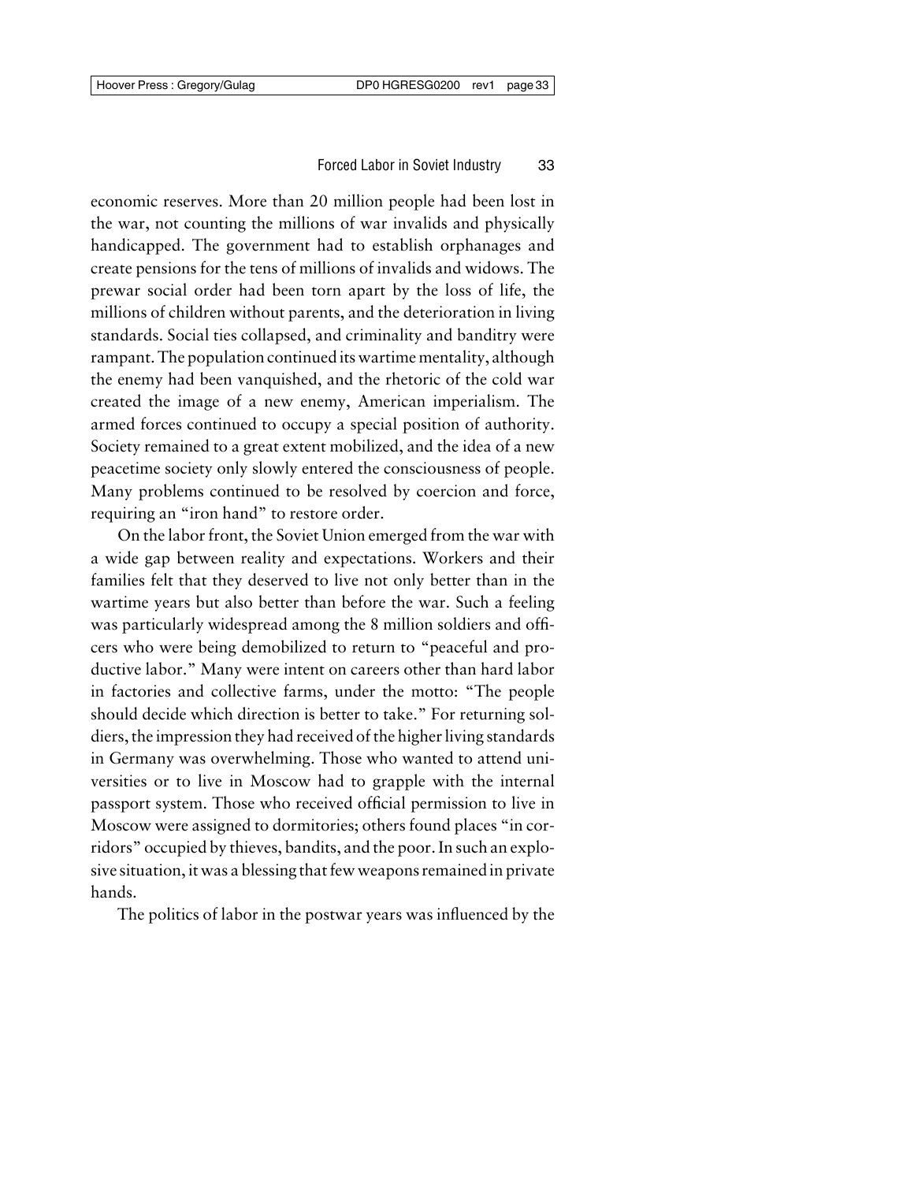economic reserves. More than 20 million people had been lost in the war, not counting the millions of war invalids and physically handicapped. The government had to establish orphanages and create pensions for the tens of millions of invalids and widows. The prewar social order had been torn apart by the loss of life, the millions of children without parents, and the deterioration in living standards. Social ties collapsed, and criminality and banditry were rampant. The population continued its wartime mentality, although the enemy had been vanquished, and the rhetoric of the cold war created the image of a new enemy, American imperialism. The armed forces continued to occupy a special position of authority. Society remained to a great extent mobilized, and the idea of a new peacetime society only slowly entered the consciousness of people. Many problems continued to be resolved by coercion and force, requiring an "iron hand" to restore order.

On the labor front, the Soviet Union emerged from the war with a wide gap between reality and expectations. Workers and their families felt that they deserved to live not only better than in the wartime years but also better than before the war. Such a feeling was particularly widespread among the 8 million soldiers and officers who were being demobilized to return to "peaceful and productive labor." Many were intent on careers other than hard labor in factories and collective farms, under the motto: "The people should decide which direction is better to take." For returning soldiers, the impression they had received of the higher living standards in Germany was overwhelming. Those who wanted to attend universities or to live in Moscow had to grapple with the internal passport system. Those who received official permission to live in Moscow were assigned to dormitories; others found places "in corridors" occupied by thieves, bandits, and the poor. In such an explosive situation, it was a blessing that few weapons remained in private hands.

The politics of labor in the postwar years was influenced by the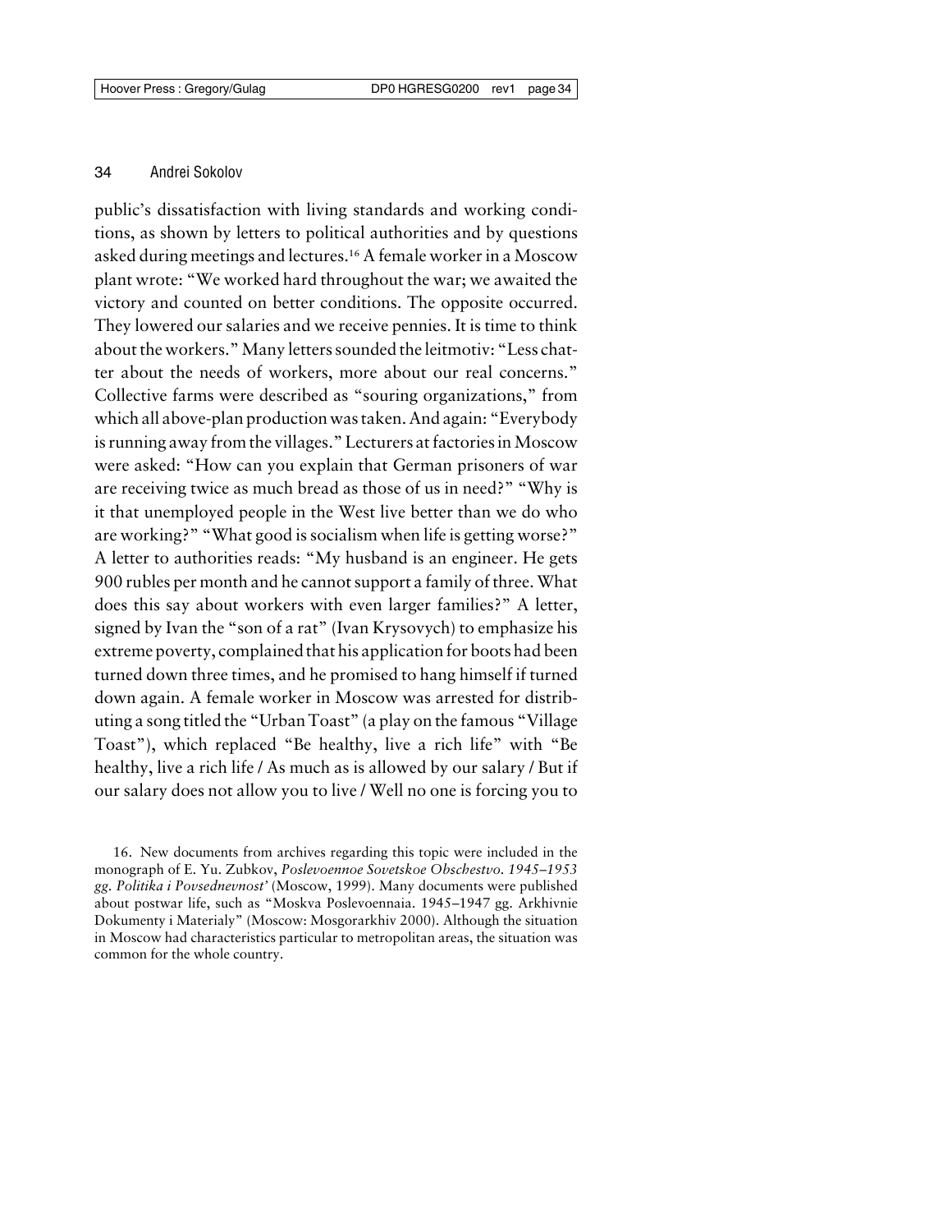public's dissatisfaction with living standards and working conditions, as shown by letters to political authorities and by questions asked during meetings and lectures.[16] A female worker in a Moscow plant wrote: "We worked hard throughout the war; we awaited the victory and counted on better conditions. The opposite occurred. They lowered our salaries and we receive pennies. It is time to think about the workers." Many letters sounded the leitmotiv: "Less chatter about the needs of workers, more about our real concerns." Collective farms were described as "souring organizations," from which all above-plan production was taken. And again: "Everybody is running away from the villages." Lecturers at factories in Moscow were asked: "How can you explain that German prisoners of war are receiving twice as much bread as those of us in need?" "Why is it that unemployed people in the West live better than we do who are working?" "What good is socialism when life is getting worse?" A letter to authorities reads: "My husband is an engineer. He gets 900 rubles per month and he cannot support a family of three. What does this say about workers with even larger families?" A letter, signed by Ivan the "son of a rat" (Ivan Krysovych) to emphasize his extreme poverty, complained that his application for boots had been turned down three times, and he promised to hang himself if turned down again. A female worker in Moscow was arrested for distributing a song titled the "Urban Toast" (a play on the famous "Village Toast"), which replaced "Be healthy, live a rich life" with "Be healthy, live a rich life / As much as is allowed by our salary / But if our salary does not allow you to live / Well no one is forcing you to

16. New documents from archives regarding this topic were included in the monograph of E. Yu. Zubkov, *Poslevoennoe Sovetskoe Obschestvo. 1945–1953 gg. Politika i Povsednevnost'* (Moscow, 1999). Many documents were published about postwar life, such as "Moskva Poslevoennaia. 1945–1947 gg. Arkhivnie Dokumenty i Materialy" (Moscow: Mosgorarkhiv 2000). Although the situation in Moscow had characteristics particular to metropolitan areas, the situation was common for the whole country.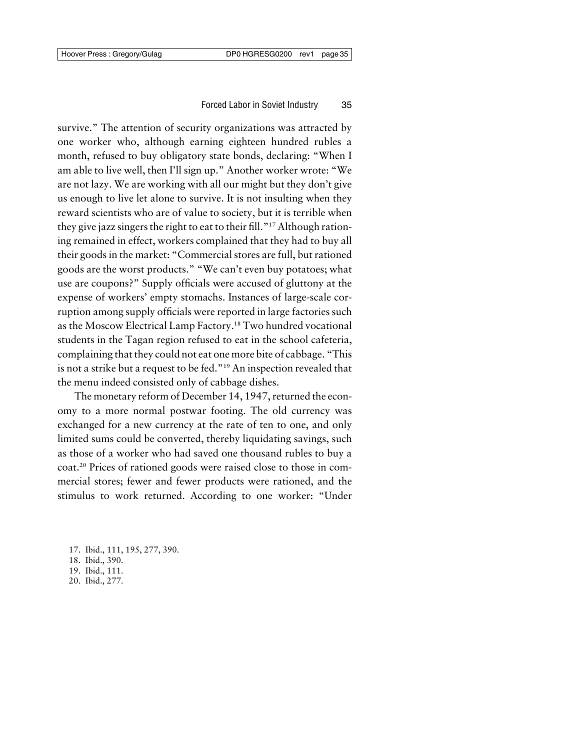survive." The attention of security organizations was attracted by one worker who, although earning eighteen hundred rubles a month, refused to buy obligatory state bonds, declaring: "When I am able to live well, then I'll sign up." Another worker wrote: "We are not lazy. We are working with all our might but they don't give us enough to live let alone to survive. It is not insulting when they reward scientists who are of value to society, but it is terrible when they give jazz singers the right to eat to their fill."[17] Although rationing remained in effect, workers complained that they had to buy all their goods in the market: "Commercial stores are full, but rationed goods are the worst products." "We can't even buy potatoes; what use are coupons?" Supply officials were accused of gluttony at the expense of workers' empty stomachs. Instances of large-scale corruption among supply officials were reported in large factories such as the Moscow Electrical Lamp Factory.[18] Two hundred vocational students in the Tagan region refused to eat in the school cafeteria, complaining that they could not eat one more bite of cabbage. "This is not a strike but a request to be fed."[19] An inspection revealed that the menu indeed consisted only of cabbage dishes.

The monetary reform of December 14, 1947, returned the economy to a more normal postwar footing. The old currency was exchanged for a new currency at the rate of ten to one, and only limited sums could be converted, thereby liquidating savings, such as those of a worker who had saved one thousand rubles to buy a coat.[20] Prices of rationed goods were raised close to those in commercial stores; fewer and fewer products were rationed, and the stimulus to work returned. According to one worker: "Under

17. Ibid., 111, 195, 277, 390.
18. Ibid., 390.
19. Ibid., 111.
20. Ibid., 277.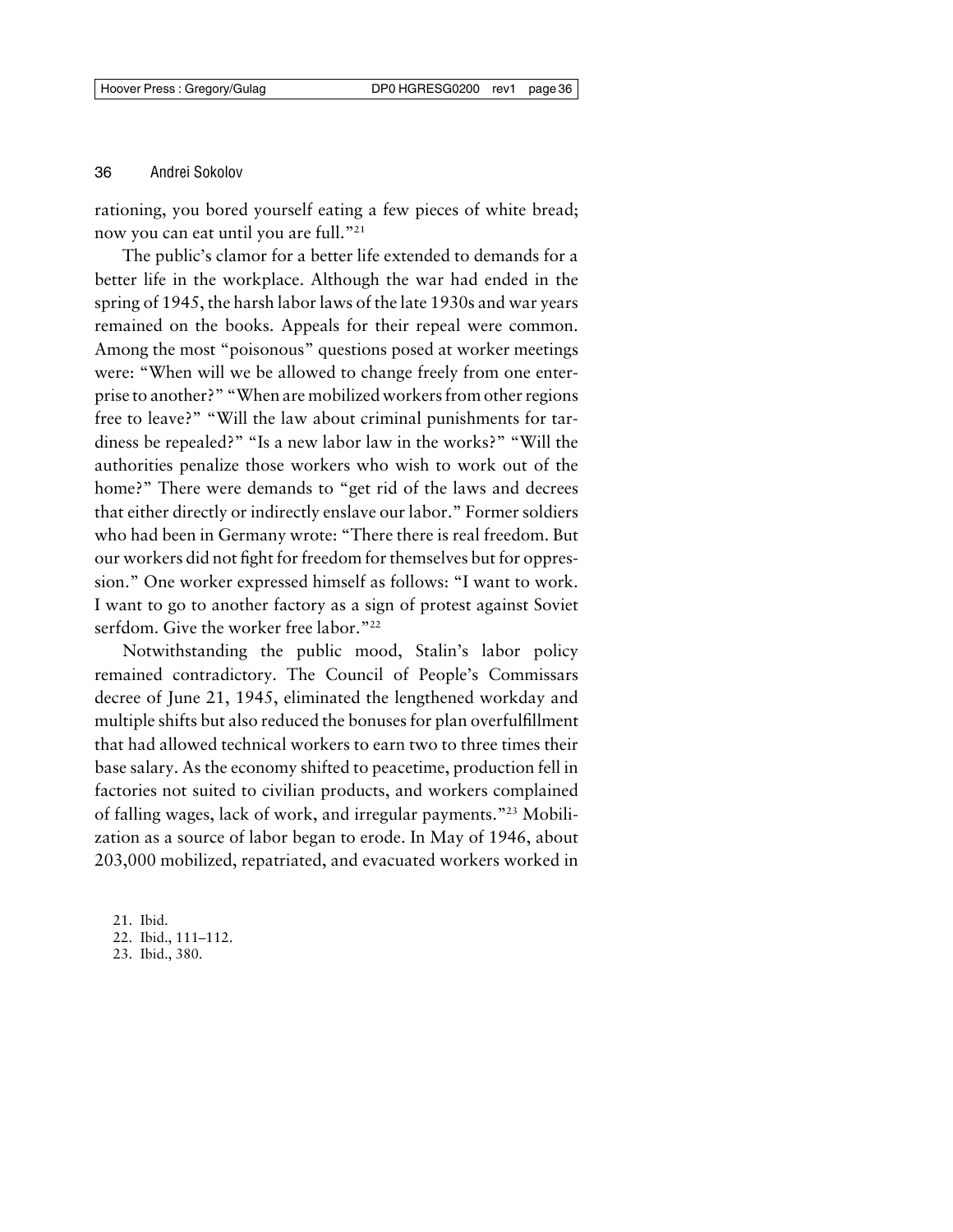rationing, you bored yourself eating a few pieces of white bread; now you can eat until you are full."[21]

The public's clamor for a better life extended to demands for a better life in the workplace. Although the war had ended in the spring of 1945, the harsh labor laws of the late 1930s and war years remained on the books. Appeals for their repeal were common. Among the most "poisonous" questions posed at worker meetings were: "When will we be allowed to change freely from one enterprise to another?" "When are mobilized workers from other regions free to leave?" "Will the law about criminal punishments for tardiness be repealed?" "Is a new labor law in the works?" "Will the authorities penalize those workers who wish to work out of the home?" There were demands to "get rid of the laws and decrees that either directly or indirectly enslave our labor." Former soldiers who had been in Germany wrote: "There there is real freedom. But our workers did not fight for freedom for themselves but for oppression." One worker expressed himself as follows: "I want to work. I want to go to another factory as a sign of protest against Soviet serfdom. Give the worker free labor."[22]

Notwithstanding the public mood, Stalin's labor policy remained contradictory. The Council of People's Commissars decree of June 21, 1945, eliminated the lengthened workday and multiple shifts but also reduced the bonuses for plan overfulfillment that had allowed technical workers to earn two to three times their base salary. As the economy shifted to peacetime, production fell in factories not suited to civilian products, and workers complained of falling wages, lack of work, and irregular payments."[23] Mobilization as a source of labor began to erode. In May of 1946, about 203,000 mobilized, repatriated, and evacuated workers worked in

21. Ibid.
22. Ibid., 111–112.
23. Ibid., 380.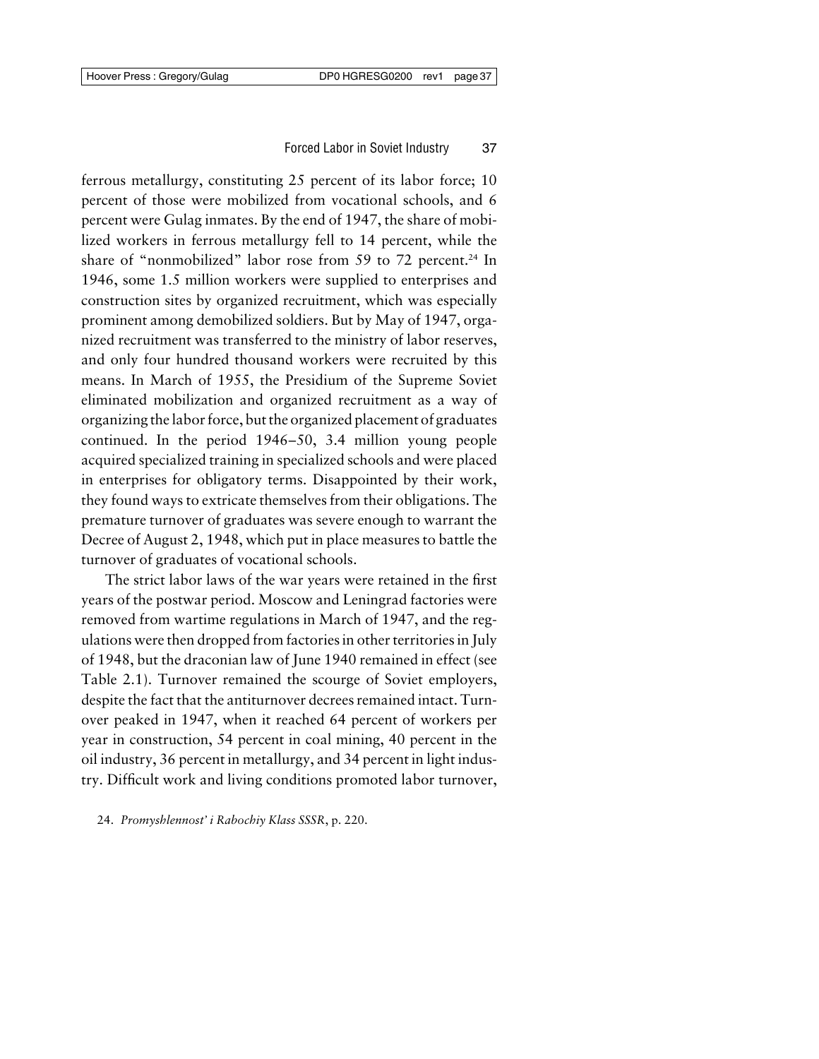ferrous metallurgy, constituting 25 percent of its labor force; 10 percent of those were mobilized from vocational schools, and 6 percent were Gulag inmates. By the end of 1947, the share of mobilized workers in ferrous metallurgy fell to 14 percent, while the share of "nonmobilized" labor rose from 59 to 72 percent.[24] In 1946, some 1.5 million workers were supplied to enterprises and construction sites by organized recruitment, which was especially prominent among demobilized soldiers. But by May of 1947, organized recruitment was transferred to the ministry of labor reserves, and only four hundred thousand workers were recruited by this means. In March of 1955, the Presidium of the Supreme Soviet eliminated mobilization and organized recruitment as a way of organizing the labor force, but the organized placement of graduates continued. In the period 1946–50, 3.4 million young people acquired specialized training in specialized schools and were placed in enterprises for obligatory terms. Disappointed by their work, they found ways to extricate themselves from their obligations. The premature turnover of graduates was severe enough to warrant the Decree of August 2, 1948, which put in place measures to battle the turnover of graduates of vocational schools.

The strict labor laws of the war years were retained in the first years of the postwar period. Moscow and Leningrad factories were removed from wartime regulations in March of 1947, and the regulations were then dropped from factories in other territories in July of 1948, but the draconian law of June 1940 remained in effect (see Table 2.1). Turnover remained the scourge of Soviet employers, despite the fact that the antiturnover decrees remained intact. Turnover peaked in 1947, when it reached 64 percent of workers per year in construction, 54 percent in coal mining, 40 percent in the oil industry, 36 percent in metallurgy, and 34 percent in light industry. Difficult work and living conditions promoted labor turnover,

24. *Promyshlennost' i Rabochiy Klass SSSR*, p. 220.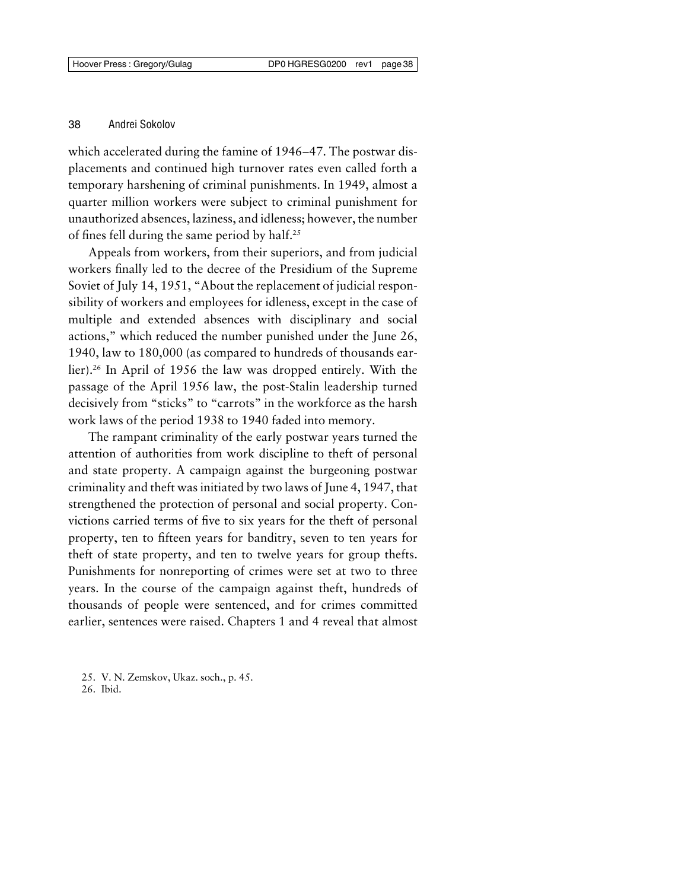which accelerated during the famine of 1946–47. The postwar displacements and continued high turnover rates even called forth a temporary harshening of criminal punishments. In 1949, almost a quarter million workers were subject to criminal punishment for unauthorized absences, laziness, and idleness; however, the number of fines fell during the same period by half.[25]

Appeals from workers, from their superiors, and from judicial workers finally led to the decree of the Presidium of the Supreme Soviet of July 14, 1951, "About the replacement of judicial responsibility of workers and employees for idleness, except in the case of multiple and extended absences with disciplinary and social actions," which reduced the number punished under the June 26, 1940, law to 180,000 (as compared to hundreds of thousands earlier).[26] In April of 1956 the law was dropped entirely. With the passage of the April 1956 law, the post-Stalin leadership turned decisively from "sticks" to "carrots" in the workforce as the harsh work laws of the period 1938 to 1940 faded into memory.

The rampant criminality of the early postwar years turned the attention of authorities from work discipline to theft of personal and state property. A campaign against the burgeoning postwar criminality and theft was initiated by two laws of June 4, 1947, that strengthened the protection of personal and social property. Convictions carried terms of five to six years for the theft of personal property, ten to fifteen years for banditry, seven to ten years for theft of state property, and ten to twelve years for group thefts. Punishments for nonreporting of crimes were set at two to three years. In the course of the campaign against theft, hundreds of thousands of people were sentenced, and for crimes committed earlier, sentences were raised. Chapters 1 and 4 reveal that almost

25. V. N. Zemskov, Ukaz. soch., p. 45.

26. Ibid.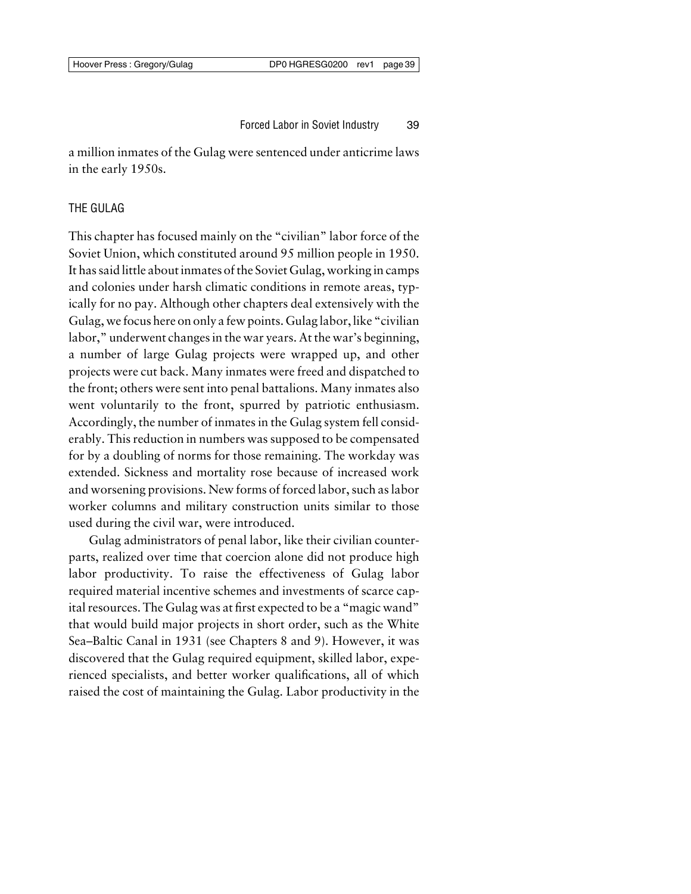a million inmates of the Gulag were sentenced under anticrime laws in the early 1950s.

## THE GULAG

This chapter has focused mainly on the "civilian" labor force of the Soviet Union, which constituted around 95 million people in 1950. It has said little about inmates of the Soviet Gulag, working in camps and colonies under harsh climatic conditions in remote areas, typically for no pay. Although other chapters deal extensively with the Gulag, we focus here on only a few points. Gulag labor, like "civilian labor," underwent changes in the war years. At the war's beginning, a number of large Gulag projects were wrapped up, and other projects were cut back. Many inmates were freed and dispatched to the front; others were sent into penal battalions. Many inmates also went voluntarily to the front, spurred by patriotic enthusiasm. Accordingly, the number of inmates in the Gulag system fell considerably. This reduction in numbers was supposed to be compensated for by a doubling of norms for those remaining. The workday was extended. Sickness and mortality rose because of increased work and worsening provisions. New forms of forced labor, such as labor worker columns and military construction units similar to those used during the civil war, were introduced.

Gulag administrators of penal labor, like their civilian counterparts, realized over time that coercion alone did not produce high labor productivity. To raise the effectiveness of Gulag labor required material incentive schemes and investments of scarce capital resources. The Gulag was at first expected to be a "magic wand" that would build major projects in short order, such as the White Sea–Baltic Canal in 1931 (see Chapters 8 and 9). However, it was discovered that the Gulag required equipment, skilled labor, experienced specialists, and better worker qualifications, all of which raised the cost of maintaining the Gulag. Labor productivity in the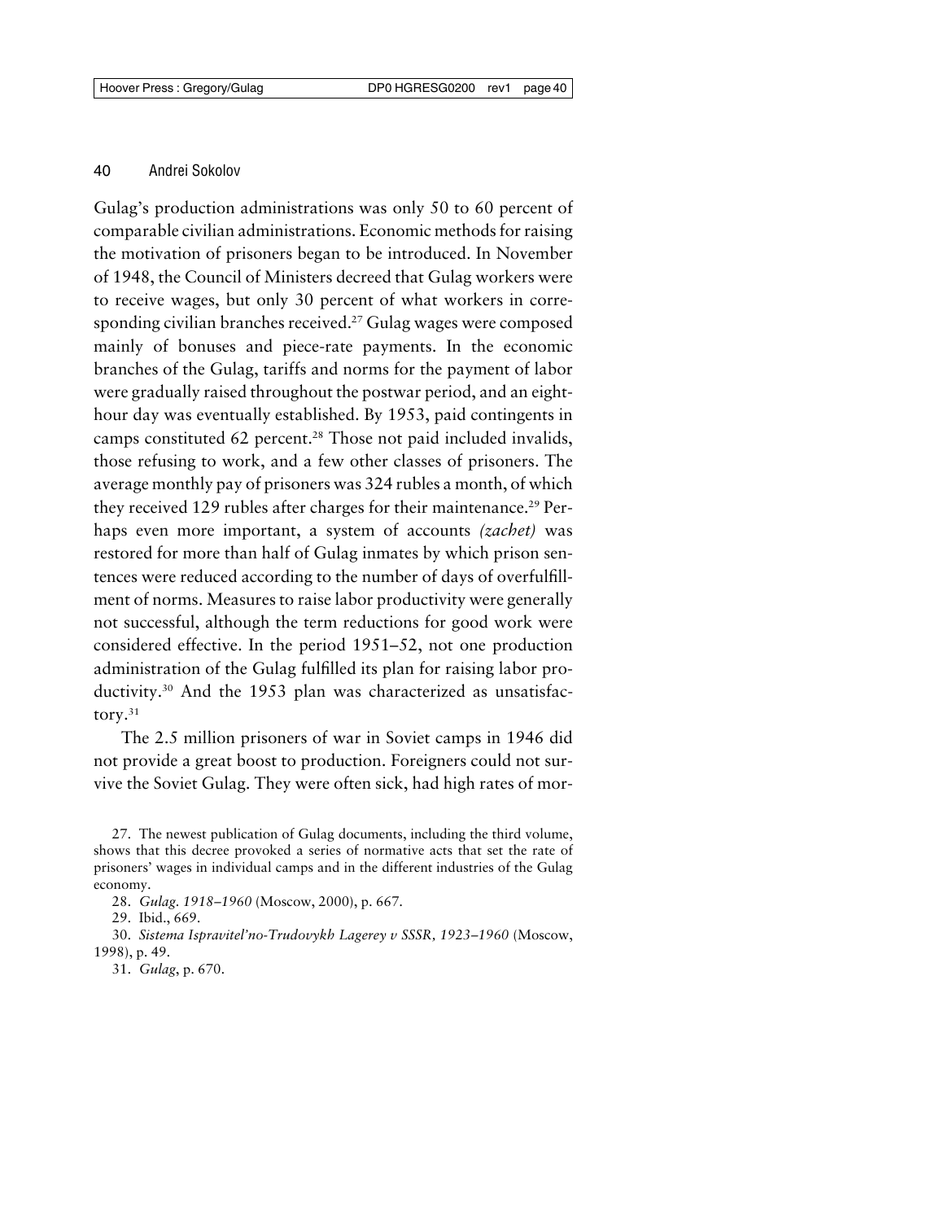Gulag's production administrations was only 50 to 60 percent of comparable civilian administrations. Economic methods for raising the motivation of prisoners began to be introduced. In November of 1948, the Council of Ministers decreed that Gulag workers were to receive wages, but only 30 percent of what workers in corresponding civilian branches received.[27] Gulag wages were composed mainly of bonuses and piece-rate payments. In the economic branches of the Gulag, tariffs and norms for the payment of labor were gradually raised throughout the postwar period, and an eight-hour day was eventually established. By 1953, paid contingents in camps constituted 62 percent.[28] Those not paid included invalids, those refusing to work, and a few other classes of prisoners. The average monthly pay of prisoners was 324 rubles a month, of which they received 129 rubles after charges for their maintenance.[29] Perhaps even more important, a system of accounts *(zachet)* was restored for more than half of Gulag inmates by which prison sentences were reduced according to the number of days of overfulfillment of norms. Measures to raise labor productivity were generally not successful, although the term reductions for good work were considered effective. In the period 1951–52, not one production administration of the Gulag fulfilled its plan for raising labor productivity.[30] And the 1953 plan was characterized as unsatisfactory.[31]

The 2.5 million prisoners of war in Soviet camps in 1946 did not provide a great boost to production. Foreigners could not survive the Soviet Gulag. They were often sick, had high rates of mor-

27. The newest publication of Gulag documents, including the third volume, shows that this decree provoked a series of normative acts that set the rate of prisoners' wages in individual camps and in the different industries of the Gulag economy.

28. *Gulag. 1918–1960* (Moscow, 2000), p. 667.

29. Ibid., 669.

30. *Sistema Ispravitel'no-Trudovykh Lagerey v SSSR, 1923–1960* (Moscow, 1998), p. 49.

31. *Gulag*, p. 670.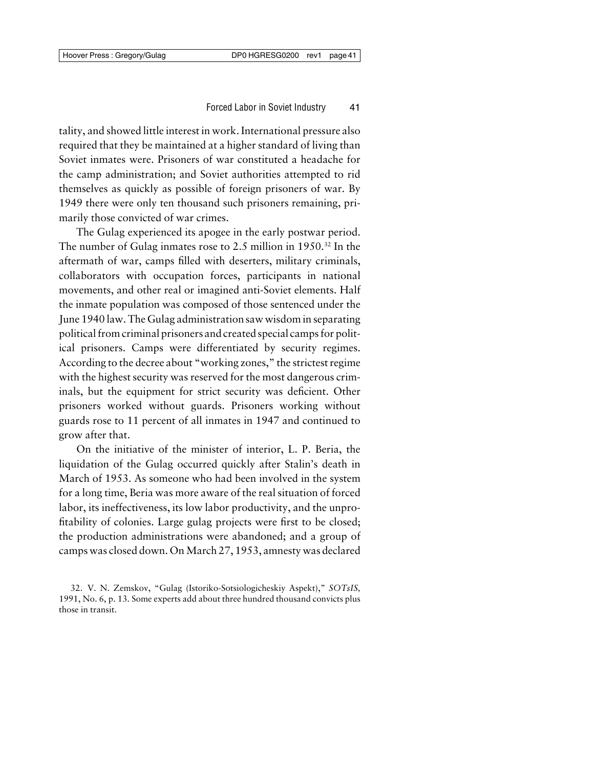tality, and showed little interest in work. International pressure also required that they be maintained at a higher standard of living than Soviet inmates were. Prisoners of war constituted a headache for the camp administration; and Soviet authorities attempted to rid themselves as quickly as possible of foreign prisoners of war. By 1949 there were only ten thousand such prisoners remaining, primarily those convicted of war crimes.

The Gulag experienced its apogee in the early postwar period. The number of Gulag inmates rose to 2.5 million in 1950.[32] In the aftermath of war, camps filled with deserters, military criminals, collaborators with occupation forces, participants in national movements, and other real or imagined anti-Soviet elements. Half the inmate population was composed of those sentenced under the June 1940 law. The Gulag administration saw wisdom in separating political from criminal prisoners and created special camps for political prisoners. Camps were differentiated by security regimes. According to the decree about "working zones," the strictest regime with the highest security was reserved for the most dangerous criminals, but the equipment for strict security was deficient. Other prisoners worked without guards. Prisoners working without guards rose to 11 percent of all inmates in 1947 and continued to grow after that.

On the initiative of the minister of interior, L. P. Beria, the liquidation of the Gulag occurred quickly after Stalin's death in March of 1953. As someone who had been involved in the system for a long time, Beria was more aware of the real situation of forced labor, its ineffectiveness, its low labor productivity, and the unprofitability of colonies. Large gulag projects were first to be closed; the production administrations were abandoned; and a group of camps was closed down. On March 27, 1953, amnesty was declared

32. V. N. Zemskov, "Gulag (Istoriko-Sotsiologicheskiy Aspekt)," *SOTsIS,* 1991, No. 6, p. 13. Some experts add about three hundred thousand convicts plus those in transit.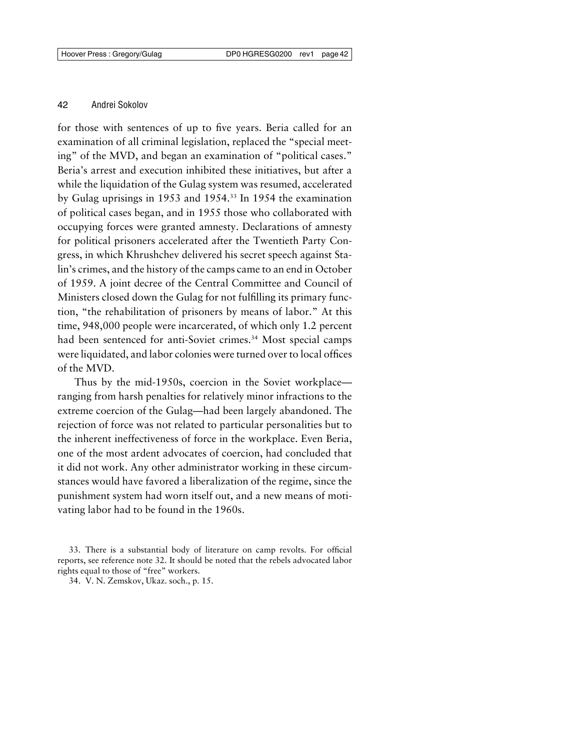for those with sentences of up to five years. Beria called for an examination of all criminal legislation, replaced the "special meeting" of the MVD, and began an examination of "political cases." Beria's arrest and execution inhibited these initiatives, but after a while the liquidation of the Gulag system was resumed, accelerated by Gulag uprisings in 1953 and 1954.[33] In 1954 the examination of political cases began, and in 1955 those who collaborated with occupying forces were granted amnesty. Declarations of amnesty for political prisoners accelerated after the Twentieth Party Congress, in which Khrushchev delivered his secret speech against Stalin's crimes, and the history of the camps came to an end in October of 1959. A joint decree of the Central Committee and Council of Ministers closed down the Gulag for not fulfilling its primary function, "the rehabilitation of prisoners by means of labor." At this time, 948,000 people were incarcerated, of which only 1.2 percent had been sentenced for anti-Soviet crimes.[34] Most special camps were liquidated, and labor colonies were turned over to local offices of the MVD.

Thus by the mid-1950s, coercion in the Soviet workplace—ranging from harsh penalties for relatively minor infractions to the extreme coercion of the Gulag—had been largely abandoned. The rejection of force was not related to particular personalities but to the inherent ineffectiveness of force in the workplace. Even Beria, one of the most ardent advocates of coercion, had concluded that it did not work. Any other administrator working in these circumstances would have favored a liberalization of the regime, since the punishment system had worn itself out, and a new means of motivating labor had to be found in the 1960s.

33. There is a substantial body of literature on camp revolts. For official reports, see reference note 32. It should be noted that the rebels advocated labor rights equal to those of "free" workers.

34. V. N. Zemskov, Ukaz. soch., p. 15.